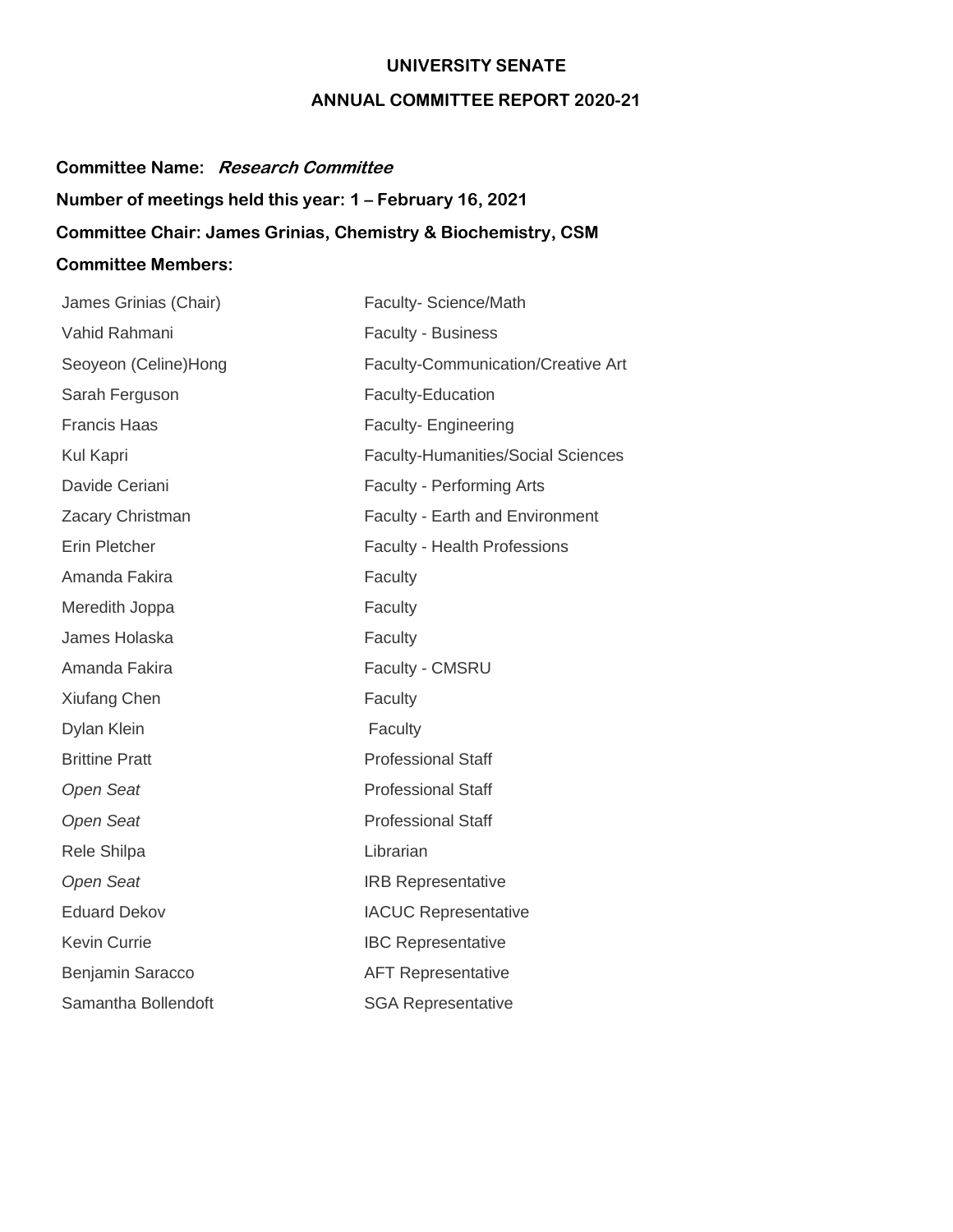**UNIVERSITY SENATE**

**ANNUAL COMMITTEE REPORT 2020-21**

**Committee Name:** ***Research Committee***

**Number of meetings held this year: 1 – February 16, 2021**

**Committee Chair: James Grinias, Chemistry & Biochemistry, CSM**

**Committee Members:**

| | |
|---|---|
| James Grinias (Chair) | Faculty- Science/Math |
| Vahid Rahmani | Faculty - Business |
| Seoyeon (Celine)Hong | Faculty-Communication/Creative Art |
| Sarah Ferguson | Faculty-Education |
| Francis Haas | Faculty- Engineering |
| Kul Kapri | Faculty-Humanities/Social Sciences |
| Davide Ceriani | Faculty - Performing Arts |
| Zacary Christman | Faculty - Earth and Environment |
| Erin Pletcher | Faculty - Health Professions |
| Amanda Fakira | Faculty |
| Meredith Joppa | Faculty |
| James Holaska | Faculty |
| Amanda Fakira | Faculty - CMSRU |
| Xiufang Chen | Faculty |
| Dylan Klein | Faculty |
| Brittine Pratt | Professional Staff |
| *Open Seat* | Professional Staff |
| *Open Seat* | Professional Staff |
| Rele Shilpa | Librarian |
| *Open Seat* | IRB Representative |
| Eduard Dekov | IACUC Representative |
| Kevin Currie | IBC Representative |
| Benjamin Saracco | AFT Representative |
| Samantha Bollendoft | SGA Representative |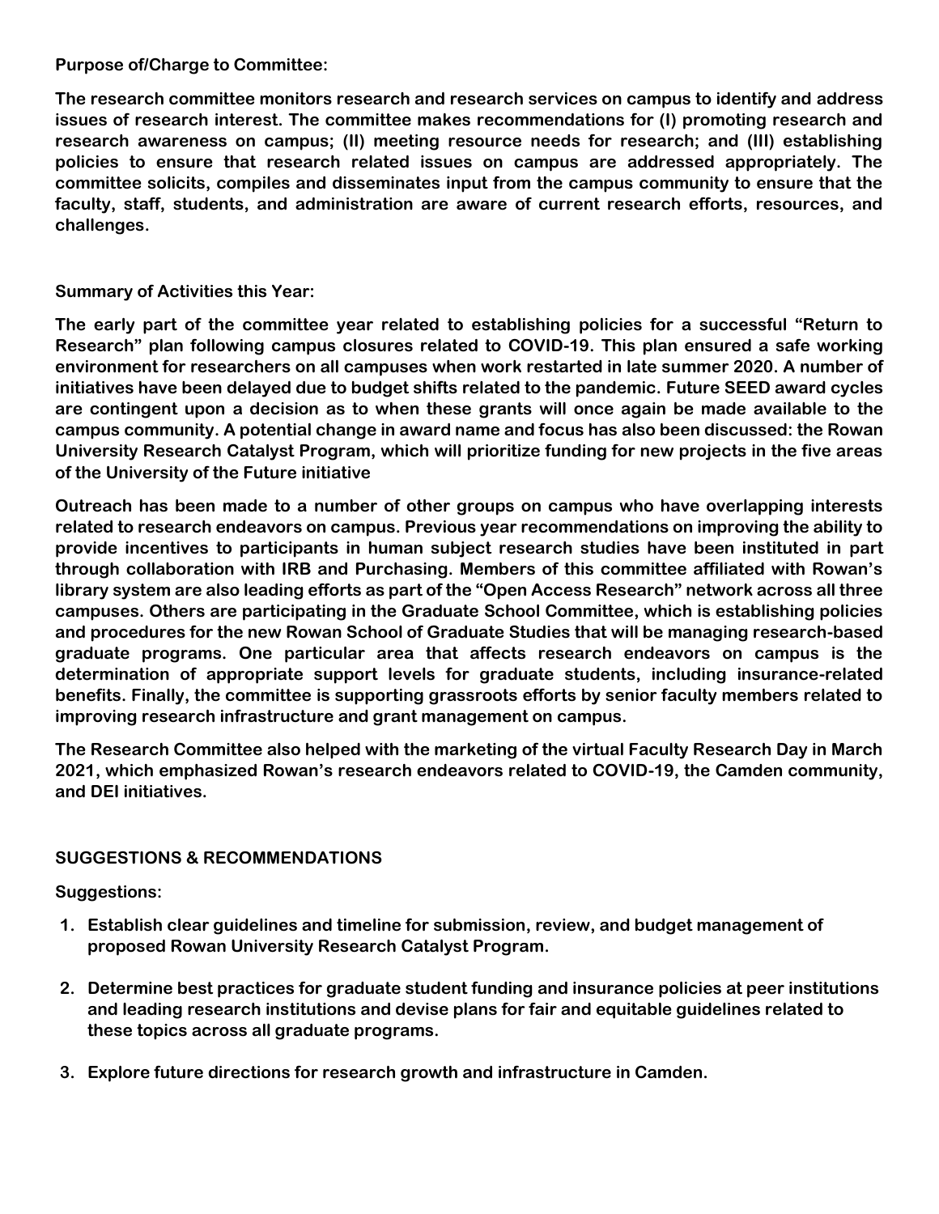**Purpose of/Charge to Committee:**

**The research committee monitors research and research services on campus to identify and address issues of research interest. The committee makes recommendations for (I) promoting research and research awareness on campus; (II) meeting resource needs for research; and (III) establishing policies to ensure that research related issues on campus are addressed appropriately. The committee solicits, compiles and disseminates input from the campus community to ensure that the faculty, staff, students, and administration are aware of current research efforts, resources, and challenges.**

**Summary of Activities this Year:**

**The early part of the committee year related to establishing policies for a successful "Return to Research" plan following campus closures related to COVID-19. This plan ensured a safe working environment for researchers on all campuses when work restarted in late summer 2020. A number of initiatives have been delayed due to budget shifts related to the pandemic. Future SEED award cycles are contingent upon a decision as to when these grants will once again be made available to the campus community. A potential change in award name and focus has also been discussed: the Rowan University Research Catalyst Program, which will prioritize funding for new projects in the five areas of the University of the Future initiative**

**Outreach has been made to a number of other groups on campus who have overlapping interests related to research endeavors on campus. Previous year recommendations on improving the ability to provide incentives to participants in human subject research studies have been instituted in part through collaboration with IRB and Purchasing. Members of this committee affiliated with Rowan's library system are also leading efforts as part of the "Open Access Research" network across all three campuses. Others are participating in the Graduate School Committee, which is establishing policies and procedures for the new Rowan School of Graduate Studies that will be managing research-based graduate programs. One particular area that affects research endeavors on campus is the determination of appropriate support levels for graduate students, including insurance-related benefits. Finally, the committee is supporting grassroots efforts by senior faculty members related to improving research infrastructure and grant management on campus.**

**The Research Committee also helped with the marketing of the virtual Faculty Research Day in March 2021, which emphasized Rowan's research endeavors related to COVID-19, the Camden community, and DEI initiatives.**

**SUGGESTIONS & RECOMMENDATIONS**

**Suggestions:**

1. **Establish clear guidelines and timeline for submission, review, and budget management of proposed Rowan University Research Catalyst Program.**

2. **Determine best practices for graduate student funding and insurance policies at peer institutions and leading research institutions and devise plans for fair and equitable guidelines related to these topics across all graduate programs.**

3. **Explore future directions for research growth and infrastructure in Camden.**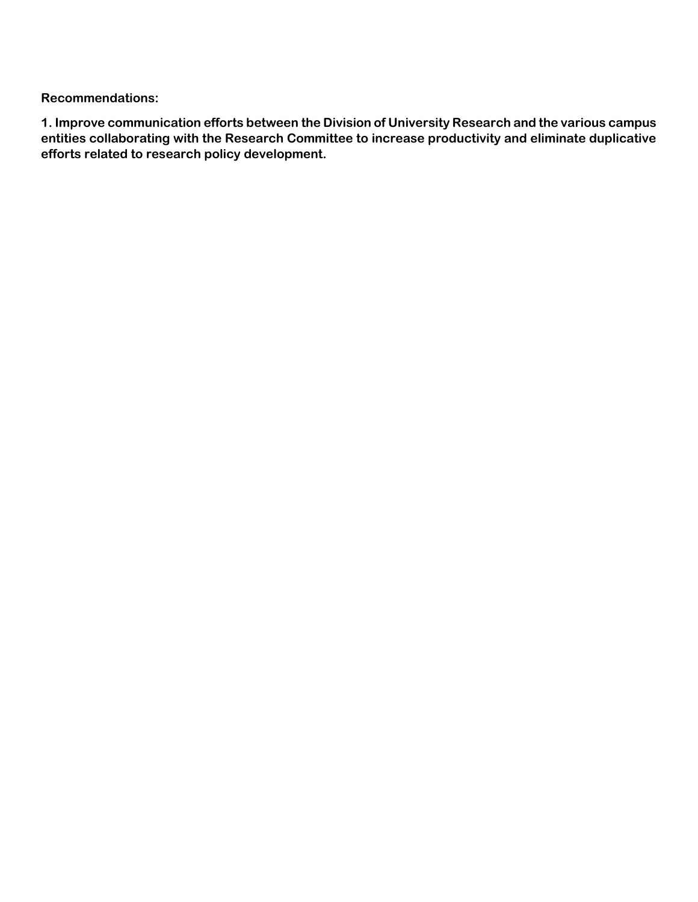**Recommendations:**

**1. Improve communication efforts between the Division of University Research and the various campus entities collaborating with the Research Committee to increase productivity and eliminate duplicative efforts related to research policy development.**